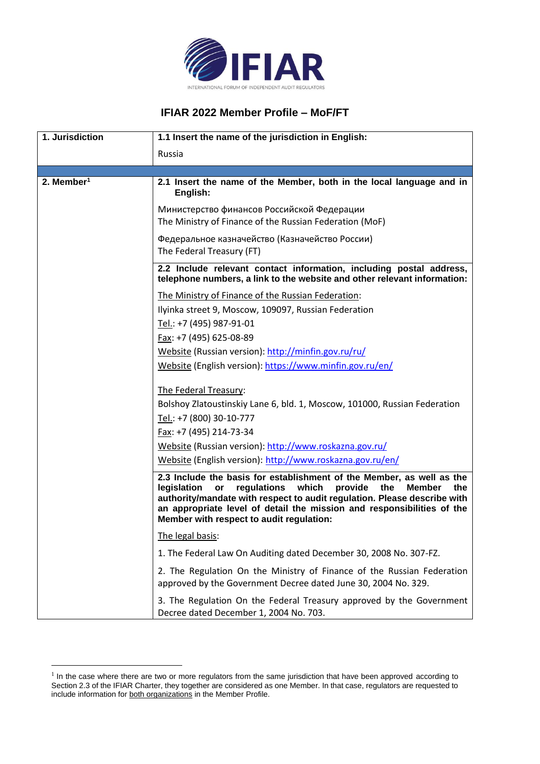IFIAR

INTERNATIONAL FORUM OF INDEPENDENT AUDIT REGULATORS

# IFIAR 2022 Member Profile – MoF/FT

| 1. Jurisdiction | **1.1 Insert the name of the jurisdiction in English:**<br><br>Russia |
|---|---|
| | |
| 2. Member[1] | **2.1 Insert the name of the Member, both in the local language and in English:**<br><br>Министерство финансов Российской Федерации<br>The Ministry of Finance of the Russian Federation (MoF)<br><br>Федеральное казначейство (Казначейство России)<br>The Federal Treasury (FT) |
| | **2.2 Include relevant contact information, including postal address, telephone numbers, a link to the website and other relevant information:**<br><br>The Ministry of Finance of the Russian Federation:<br>Ilyinka street 9, Moscow, 109097, Russian Federation<br>Tel.: +7 (495) 987-91-01<br>Fax: +7 (495) 625-08-89<br>Website (Russian version): http://minfin.gov.ru/ru/<br>Website (English version): https://www.minfin.gov.ru/en/<br><br>The Federal Treasury:<br>Bolshoy Zlatoustinskiy Lane 6, bld. 1, Moscow, 101000, Russian Federation<br>Tel.: +7 (800) 30-10-777<br>Fax: +7 (495) 214-73-34<br>Website (Russian version): http://www.roskazna.gov.ru/<br>Website (English version): http://www.roskazna.gov.ru/en/ |
| | **2.3 Include the basis for establishment of the Member, as well as the legislation or regulations which provide the Member the authority/mandate with respect to audit regulation. Please describe with an appropriate level of detail the mission and responsibilities of the Member with respect to audit regulation:**<br><br>The legal basis:<br><br>1. The Federal Law On Auditing dated December 30, 2008 No. 307-FZ.<br><br>2. The Regulation On the Ministry of Finance of the Russian Federation approved by the Government Decree dated June 30, 2004 No. 329.<br><br>3. The Regulation On the Federal Treasury approved by the Government Decree dated December 1, 2004 No. 703. |

[1] In the case where there are two or more regulators from the same jurisdiction that have been approved according to Section 2.3 of the IFIAR Charter, they together are considered as one Member. In that case, regulators are requested to include information for both organizations in the Member Profile.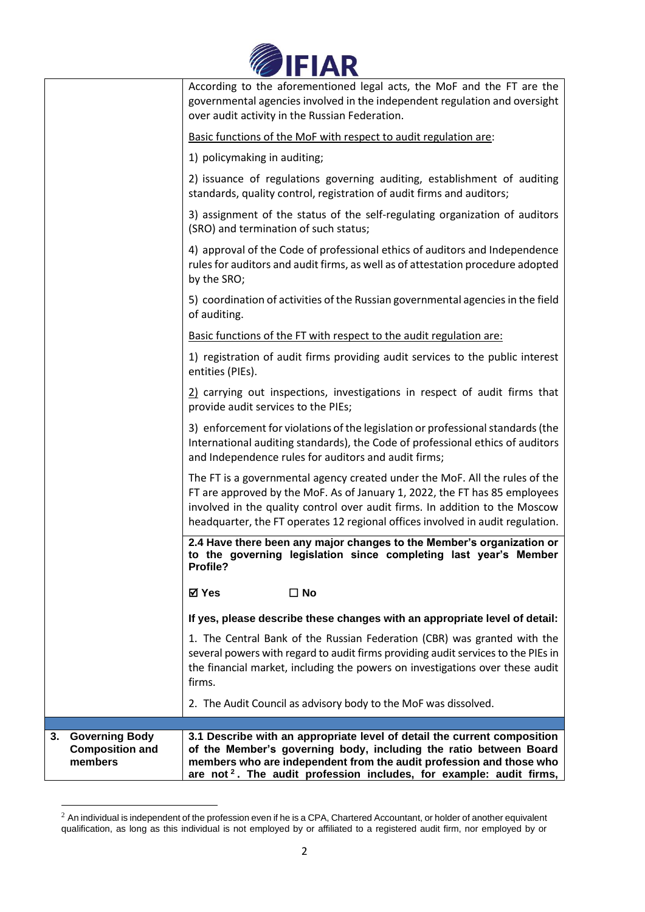| | |
|---|---|
| | According to the aforementioned legal acts, the MoF and the FT are the governmental agencies involved in the independent regulation and oversight over audit activity in the Russian Federation.<br><br><u>Basic functions of the MoF with respect to audit regulation are</u>:<br><br>1) policymaking in auditing;<br><br>2) issuance of regulations governing auditing, establishment of auditing standards, quality control, registration of audit firms and auditors;<br><br>3) assignment of the status of the self-regulating organization of auditors (SRO) and termination of such status;<br><br>4) approval of the Code of professional ethics of auditors and Independence rules for auditors and audit firms, as well as of attestation procedure adopted by the SRO;<br><br>5) coordination of activities of the Russian governmental agencies in the field of auditing.<br><br><u>Basic functions of the FT with respect to the audit regulation are:</u><br><br>1) registration of audit firms providing audit services to the public interest entities (PIEs).<br><br><u>2)</u> carrying out inspections, investigations in respect of audit firms that provide audit services to the PIEs;<br><br>3) enforcement for violations of the legislation or professional standards (the International auditing standards), the Code of professional ethics of auditors and Independence rules for auditors and audit firms;<br><br>The FT is a governmental agency created under the MoF. All the rules of the FT are approved by the MoF. As of January 1, 2022, the FT has 85 employees involved in the quality control over audit firms. In addition to the Moscow headquarter, the FT operates 12 regional offices involved in audit regulation. |
| | **2.4 Have there been any major changes to the Member's organization or to the governing legislation since completing last year's Member Profile?**<br><br>**☑ Yes ☐ No**<br><br>**If yes, please describe these changes with an appropriate level of detail:**<br><br>1. The Central Bank of the Russian Federation (CBR) was granted with the several powers with regard to audit firms providing audit services to the PIEs in the financial market, including the powers on investigations over these audit firms.<br><br>2. The Audit Council as advisory body to the MoF was dissolved. |
| | |
| **3. Governing Body Composition and members** | **3.1 Describe with an appropriate level of detail the current composition of the Member's governing body, including the ratio between Board members who are independent from the audit profession and those who are not[2]. The audit profession includes, for example: audit firms,** |

[2] An individual is independent of the profession even if he is a CPA, Chartered Accountant, or holder of another equivalent qualification, as long as this individual is not employed by or affiliated to a registered audit firm, nor employed by or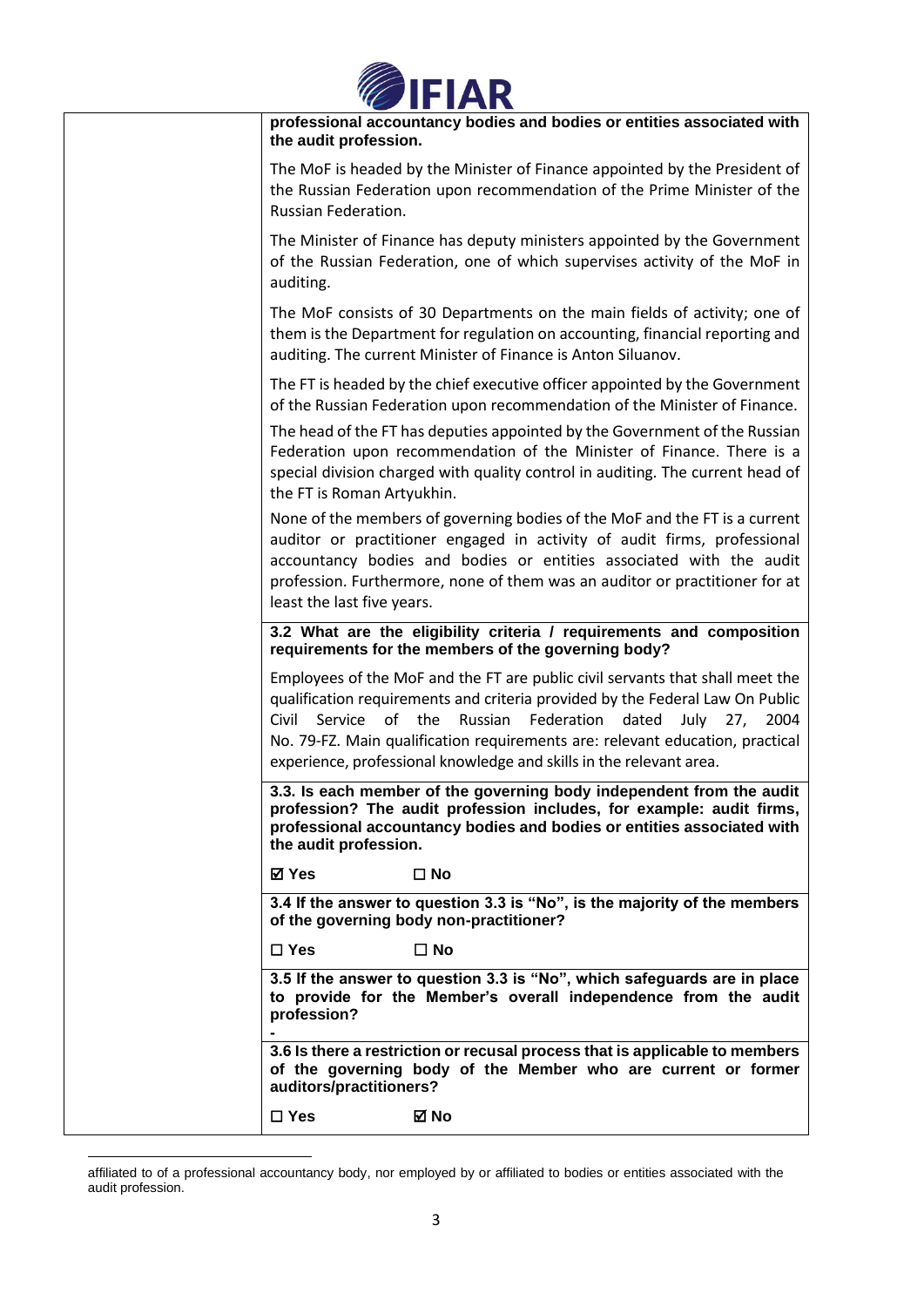| | |
|---|---|
| | **professional accountancy bodies and bodies or entities associated with the audit profession.**<br><br>The MoF is headed by the Minister of Finance appointed by the President of the Russian Federation upon recommendation of the Prime Minister of the Russian Federation.<br><br>The Minister of Finance has deputy ministers appointed by the Government of the Russian Federation, one of which supervises activity of the MoF in auditing.<br><br>The MoF consists of 30 Departments on the main fields of activity; one of them is the Department for regulation on accounting, financial reporting and auditing. The current Minister of Finance is Anton Siluanov.<br><br>The FT is headed by the chief executive officer appointed by the Government of the Russian Federation upon recommendation of the Minister of Finance.<br><br>The head of the FT has deputies appointed by the Government of the Russian Federation upon recommendation of the Minister of Finance. There is a special division charged with quality control in auditing. The current head of the FT is Roman Artyukhin.<br><br>None of the members of governing bodies of the MoF and the FT is a current auditor or practitioner engaged in activity of audit firms, professional accountancy bodies and bodies or entities associated with the audit profession. Furthermore, none of them was an auditor or practitioner for at least the last five years. |
| | **3.2 What are the eligibility criteria / requirements and composition requirements for the members of the governing body?**<br><br>Employees of the MoF and the FT are public civil servants that shall meet the qualification requirements and criteria provided by the Federal Law On Public Civil Service of the Russian Federation dated July 27, 2004 No. 79-FZ. Main qualification requirements are: relevant education, practical experience, professional knowledge and skills in the relevant area. |
| | **3.3. Is each member of the governing body independent from the audit profession? The audit profession includes, for example: audit firms, professional accountancy bodies and bodies or entities associated with the audit profession.**<br><br>**☑ Yes ☐ No** |
| | **3.4 If the answer to question 3.3 is "No", is the majority of the members of the governing body non-practitioner?**<br><br>**☐ Yes ☐ No** |
| | **3.5 If the answer to question 3.3 is "No", which safeguards are in place to provide for the Member's overall independence from the audit profession?**<br><br>**-** |
| | **3.6 Is there a restriction or recusal process that is applicable to members of the governing body of the Member who are current or former auditors/practitioners?**<br><br>**☐ Yes ☑ No** |

affiliated to of a professional accountancy body, nor employed by or affiliated to bodies or entities associated with the audit profession.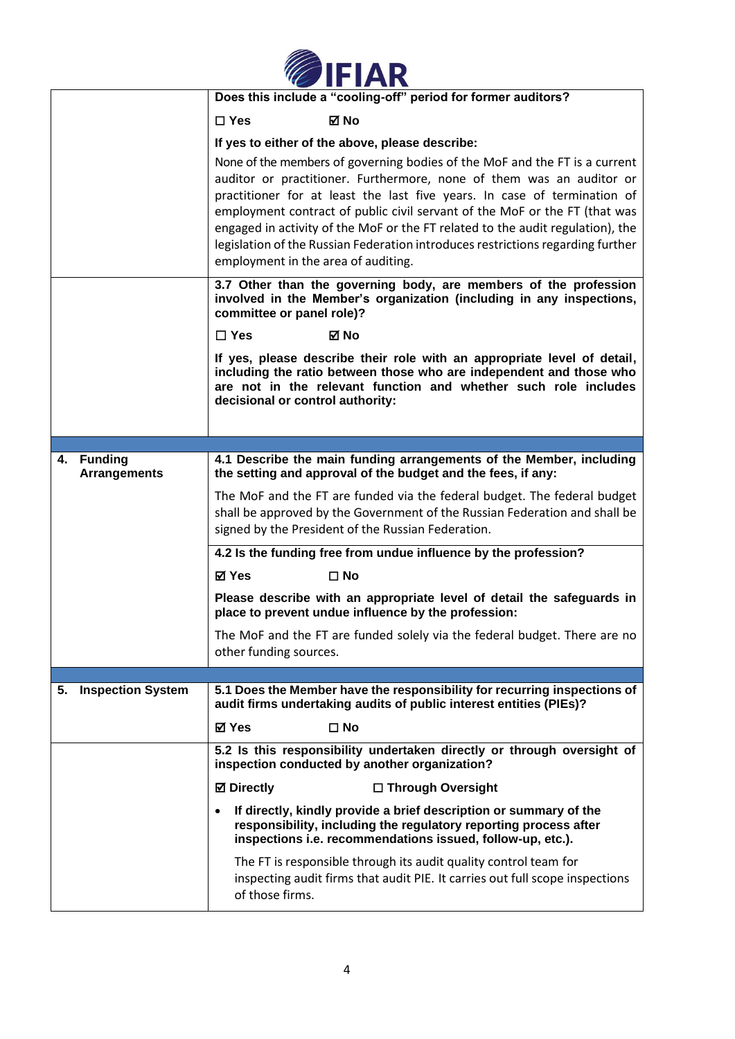| | |
|---|---|
| | **Does this include a "cooling-off" period for former auditors?** |
| | ☐ **Yes** ☑ **No** |
| | **If yes to either of the above, please describe:** |
| | None of the members of governing bodies of the MoF and the FT is a current auditor or practitioner. Furthermore, none of them was an auditor or practitioner for at least the last five years. In case of termination of employment contract of public civil servant of the MoF or the FT (that was engaged in activity of the MoF or the FT related to the audit regulation), the legislation of the Russian Federation introduces restrictions regarding further employment in the area of auditing. |
| | **3.7 Other than the governing body, are members of the profession involved in the Member's organization (including in any inspections, committee or panel role)?** |
| | ☐ **Yes** ☑ **No** |
| | **If yes, please describe their role with an appropriate level of detail, including the ratio between those who are independent and those who are not in the relevant function and whether such role includes decisional or control authority:** |
| | |
| **4. Funding Arrangements** | **4.1 Describe the main funding arrangements of the Member, including the setting and approval of the budget and the fees, if any:** |
| | The MoF and the FT are funded via the federal budget. The federal budget shall be approved by the Government of the Russian Federation and shall be signed by the President of the Russian Federation. |
| | **4.2 Is the funding free from undue influence by the profession?** |
| | ☑ **Yes** ☐ **No** |
| | **Please describe with an appropriate level of detail the safeguards in place to prevent undue influence by the profession:** |
| | The MoF and the FT are funded solely via the federal budget. There are no other funding sources. |
| **5. Inspection System** | **5.1 Does the Member have the responsibility for recurring inspections of audit firms undertaking audits of public interest entities (PIEs)?** |
| | ☑ **Yes** ☐ **No** |
| | **5.2 Is this responsibility undertaken directly or through oversight of inspection conducted by another organization?** |
| | ☑ **Directly** ☐ **Through Oversight** |
| | • **If directly, kindly provide a brief description or summary of the responsibility, including the regulatory reporting process after inspections i.e. recommendations issued, follow-up, etc.).** |
| | The FT is responsible through its audit quality control team for inspecting audit firms that audit PIE. It carries out full scope inspections of those firms. |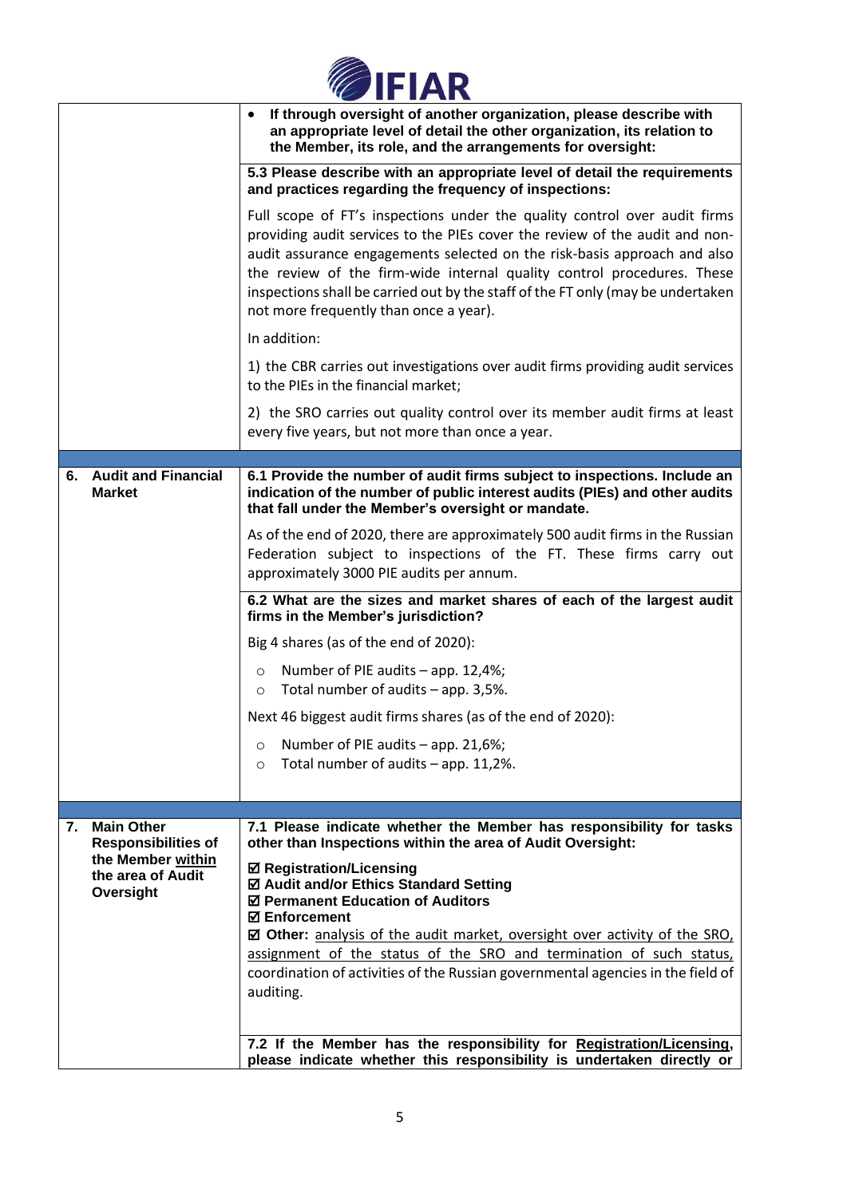| | |
|---|---|
| | • **If through oversight of another organization, please describe with an appropriate level of detail the other organization, its relation to the Member, its role, and the arrangements for oversight:** |
| | **5.3 Please describe with an appropriate level of detail the requirements and practices regarding the frequency of inspections:** |
| | Full scope of FT's inspections under the quality control over audit firms providing audit services to the PIEs cover the review of the audit and non-audit assurance engagements selected on the risk-basis approach and also the review of the firm-wide internal quality control procedures. These inspections shall be carried out by the staff of the FT only (may be undertaken not more frequently than once a year). |
| | In addition: |
| | 1) the CBR carries out investigations over audit firms providing audit services to the PIEs in the financial market; |
| | 2) the SRO carries out quality control over its member audit firms at least every five years, but not more than once a year. |
| | |
| **6. Audit and Financial Market** | **6.1 Provide the number of audit firms subject to inspections. Include an indication of the number of public interest audits (PIEs) and other audits that fall under the Member's oversight or mandate.** |
| | As of the end of 2020, there are approximately 500 audit firms in the Russian Federation subject to inspections of the FT. These firms carry out approximately 3000 PIE audits per annum. |
| | **6.2 What are the sizes and market shares of each of the largest audit firms in the Member's jurisdiction?** |
| | Big 4 shares (as of the end of 2020):<br>○ Number of PIE audits – app. 12,4%;<br>○ Total number of audits – app. 3,5%.<br>Next 46 biggest audit firms shares (as of the end of 2020):<br>○ Number of PIE audits – app. 21,6%;<br>○ Total number of audits – app. 11,2%. |
| | |
| **7. Main Other Responsibilities of the Member within the area of Audit Oversight** | **7.1 Please indicate whether the Member has responsibility for tasks other than Inspections within the area of Audit Oversight:** |
| | ☑ **Registration/Licensing**<br>☑ **Audit and/or Ethics Standard Setting**<br>☑ **Permanent Education of Auditors**<br>☑ **Enforcement**<br>☑ **Other:** analysis of the audit market, oversight over activity of the SRO, assignment of the status of the SRO and termination of such status, coordination of activities of the Russian governmental agencies in the field of auditing. |
| | **7.2 If the Member has the responsibility for Registration/Licensing, please indicate whether this responsibility is undertaken directly or** |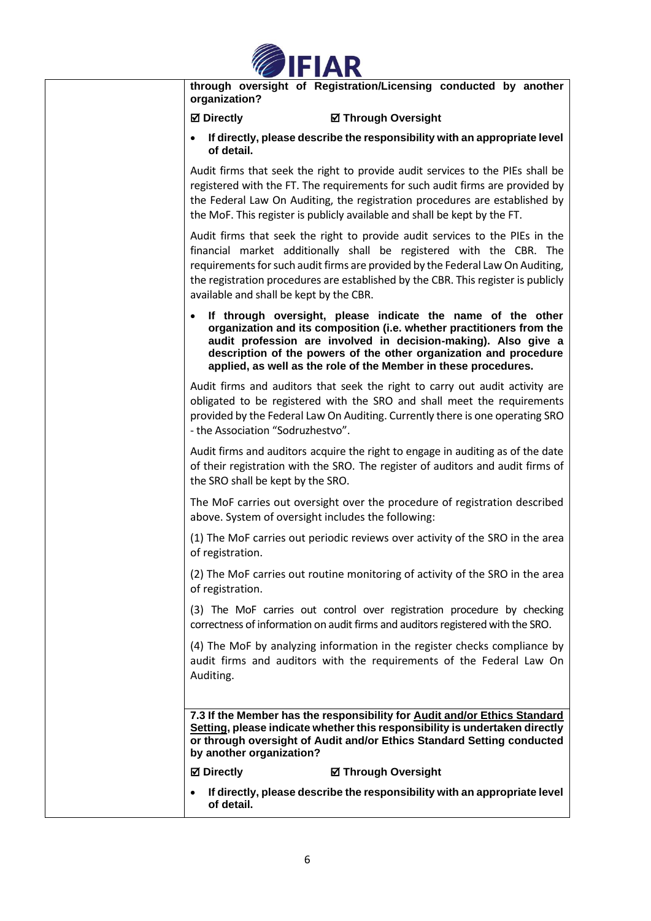**through oversight of Registration/Licensing conducted by another organization?**

**☑ Directly** **☑ Through Oversight**

- **If directly, please describe the responsibility with an appropriate level of detail.**

Audit firms that seek the right to provide audit services to the PIEs shall be registered with the FT. The requirements for such audit firms are provided by the Federal Law On Auditing, the registration procedures are established by the MoF. This register is publicly available and shall be kept by the FT.

Audit firms that seek the right to provide audit services to the PIEs in the financial market additionally shall be registered with the CBR. The requirements for such audit firms are provided by the Federal Law On Auditing, the registration procedures are established by the CBR. This register is publicly available and shall be kept by the CBR.

- **If through oversight, please indicate the name of the other organization and its composition (i.e. whether practitioners from the audit profession are involved in decision-making). Also give a description of the powers of the other organization and procedure applied, as well as the role of the Member in these procedures.**

Audit firms and auditors that seek the right to carry out audit activity are obligated to be registered with the SRO and shall meet the requirements provided by the Federal Law On Auditing. Currently there is one operating SRO - the Association "Sodruzhestvo".

Audit firms and auditors acquire the right to engage in auditing as of the date of their registration with the SRO. The register of auditors and audit firms of the SRO shall be kept by the SRO.

The MoF carries out oversight over the procedure of registration described above. System of oversight includes the following:

(1) The MoF carries out periodic reviews over activity of the SRO in the area of registration.

(2) The MoF carries out routine monitoring of activity of the SRO in the area of registration.

(3) The MoF carries out control over registration procedure by checking correctness of information on audit firms and auditors registered with the SRO.

(4) The MoF by analyzing information in the register checks compliance by audit firms and auditors with the requirements of the Federal Law On Auditing.

**7.3 If the Member has the responsibility for Audit and/or Ethics Standard Setting, please indicate whether this responsibility is undertaken directly or through oversight of Audit and/or Ethics Standard Setting conducted by another organization?**

**☑ Directly** **☑ Through Oversight**

- **If directly, please describe the responsibility with an appropriate level of detail.**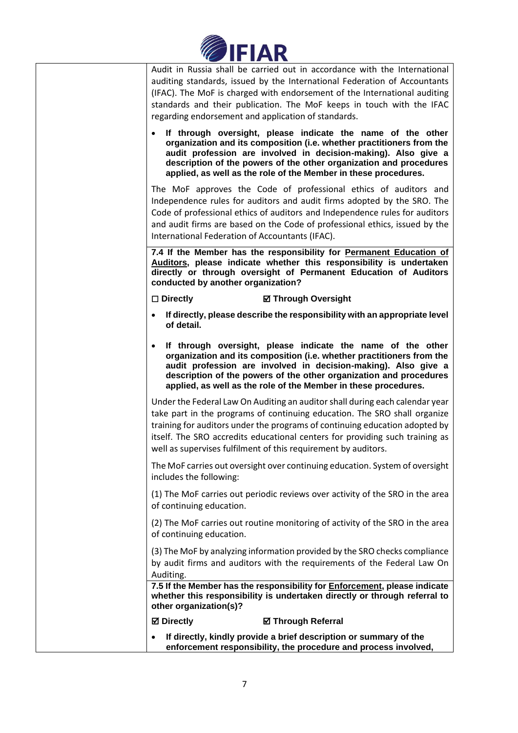Audit in Russia shall be carried out in accordance with the International auditing standards, issued by the International Federation of Accountants (IFAC). The MoF is charged with endorsement of the International auditing standards and their publication. The MoF keeps in touch with the IFAC regarding endorsement and application of standards.

- **If through oversight, please indicate the name of the other organization and its composition (i.e. whether practitioners from the audit profession are involved in decision-making). Also give a description of the powers of the other organization and procedures applied, as well as the role of the Member in these procedures.**

The MoF approves the Code of professional ethics of auditors and Independence rules for auditors and audit firms adopted by the SRO. The Code of professional ethics of auditors and Independence rules for auditors and audit firms are based on the Code of professional ethics, issued by the International Federation of Accountants (IFAC).

**7.4 If the Member has the responsibility for Permanent Education of Auditors, please indicate whether this responsibility is undertaken directly or through oversight of Permanent Education of Auditors conducted by another organization?**

**☐ Directly** **☑ Through Oversight**

- **If directly, please describe the responsibility with an appropriate level of detail.**
- **If through oversight, please indicate the name of the other organization and its composition (i.e. whether practitioners from the audit profession are involved in decision-making). Also give a description of the powers of the other organization and procedures applied, as well as the role of the Member in these procedures.**

Under the Federal Law On Auditing an auditor shall during each calendar year take part in the programs of continuing education. The SRO shall organize training for auditors under the programs of continuing education adopted by itself. The SRO accredits educational centers for providing such training as well as supervises fulfilment of this requirement by auditors.

The MoF carries out oversight over continuing education. System of oversight includes the following:

(1) The MoF carries out periodic reviews over activity of the SRO in the area of continuing education.

(2) The MoF carries out routine monitoring of activity of the SRO in the area of continuing education.

(3) The MoF by analyzing information provided by the SRO checks compliance by audit firms and auditors with the requirements of the Federal Law On Auditing.

**7.5 If the Member has the responsibility for Enforcement, please indicate whether this responsibility is undertaken directly or through referral to other organization(s)?**

**☑ Directly** **☑ Through Referral**

- **If directly, kindly provide a brief description or summary of the enforcement responsibility, the procedure and process involved,**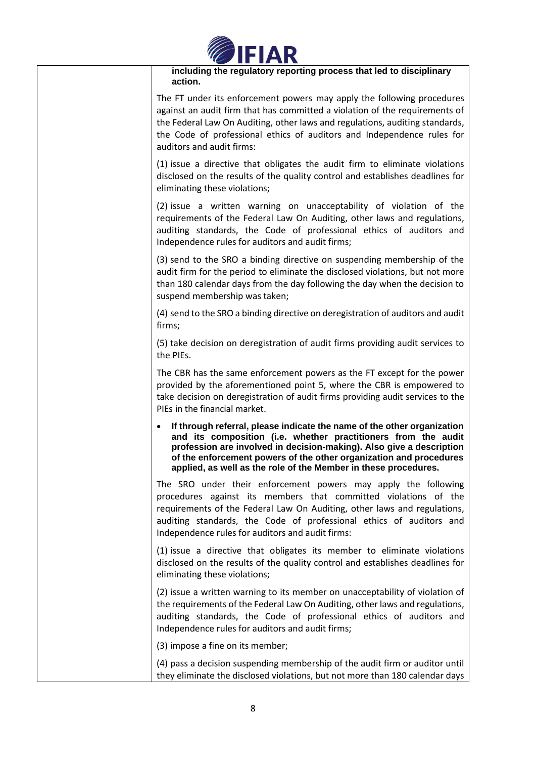| | **including the regulatory reporting process that led to disciplinary action.**<br><br>The FT under its enforcement powers may apply the following procedures against an audit firm that has committed a violation of the requirements of the Federal Law On Auditing, other laws and regulations, auditing standards, the Code of professional ethics of auditors and Independence rules for auditors and audit firms:<br><br>(1) issue a directive that obligates the audit firm to eliminate violations disclosed on the results of the quality control and establishes deadlines for eliminating these violations;<br><br>(2) issue a written warning on unacceptability of violation of the requirements of the Federal Law On Auditing, other laws and regulations, auditing standards, the Code of professional ethics of auditors and Independence rules for auditors and audit firms;<br><br>(3) send to the SRO a binding directive on suspending membership of the audit firm for the period to eliminate the disclosed violations, but not more than 180 calendar days from the day following the day when the decision to suspend membership was taken;<br><br>(4) send to the SRO a binding directive on deregistration of auditors and audit firms;<br><br>(5) take decision on deregistration of audit firms providing audit services to the PIEs.<br><br>The CBR has the same enforcement powers as the FT except for the power provided by the aforementioned point 5, where the CBR is empowered to take decision on deregistration of audit firms providing audit services to the PIEs in the financial market.<br><br>• **If through referral, please indicate the name of the other organization and its composition (i.e. whether practitioners from the audit profession are involved in decision-making). Also give a description of the enforcement powers of the other organization and procedures applied, as well as the role of the Member in these procedures.**<br><br>The SRO under their enforcement powers may apply the following procedures against its members that committed violations of the requirements of the Federal Law On Auditing, other laws and regulations, auditing standards, the Code of professional ethics of auditors and Independence rules for auditors and audit firms:<br><br>(1) issue a directive that obligates its member to eliminate violations disclosed on the results of the quality control and establishes deadlines for eliminating these violations;<br><br>(2) issue a written warning to its member on unacceptability of violation of the requirements of the Federal Law On Auditing, other laws and regulations, auditing standards, the Code of professional ethics of auditors and Independence rules for auditors and audit firms;<br><br>(3) impose a fine on its member;<br><br>(4) pass a decision suspending membership of the audit firm or auditor until they eliminate the disclosed violations, but not more than 180 calendar days |
|---|---|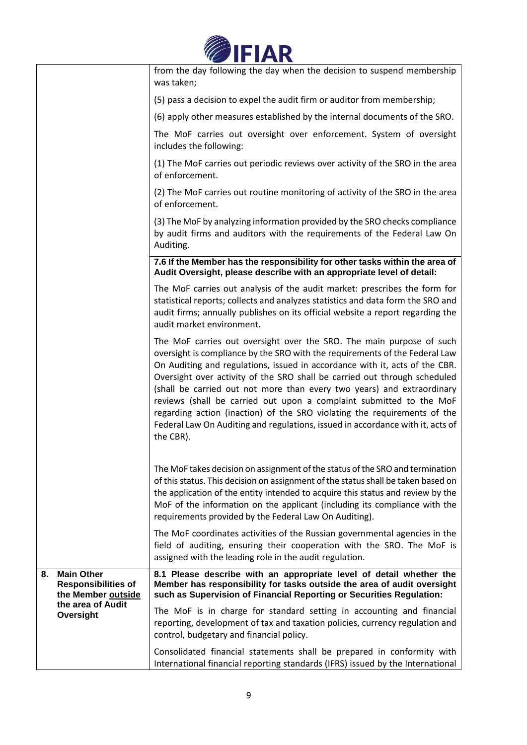| | |
|---|---|
| | from the day following the day when the decision to suspend membership was taken;<br><br>(5) pass a decision to expel the audit firm or auditor from membership;<br><br>(6) apply other measures established by the internal documents of the SRO.<br><br>The MoF carries out oversight over enforcement. System of oversight includes the following:<br><br>(1) The MoF carries out periodic reviews over activity of the SRO in the area of enforcement.<br><br>(2) The MoF carries out routine monitoring of activity of the SRO in the area of enforcement.<br><br>(3) The MoF by analyzing information provided by the SRO checks compliance by audit firms and auditors with the requirements of the Federal Law On Auditing. |
| | **7.6 If the Member has the responsibility for other tasks within the area of Audit Oversight, please describe with an appropriate level of detail:**<br><br>The MoF carries out analysis of the audit market: prescribes the form for statistical reports; collects and analyzes statistics and data form the SRO and audit firms; annually publishes on its official website a report regarding the audit market environment.<br><br>The MoF carries out oversight over the SRO. The main purpose of such oversight is compliance by the SRO with the requirements of the Federal Law On Auditing and regulations, issued in accordance with it, acts of the CBR. Oversight over activity of the SRO shall be carried out through scheduled (shall be carried out not more than every two years) and extraordinary reviews (shall be carried out upon a complaint submitted to the MoF regarding action (inaction) of the SRO violating the requirements of the Federal Law On Auditing and regulations, issued in accordance with it, acts of the CBR).<br><br>The MoF takes decision on assignment of the status of the SRO and termination of this status. This decision on assignment of the status shall be taken based on the application of the entity intended to acquire this status and review by the MoF of the information on the applicant (including its compliance with the requirements provided by the Federal Law On Auditing).<br><br>The MoF coordinates activities of the Russian governmental agencies in the field of auditing, ensuring their cooperation with the SRO. The MoF is assigned with the leading role in the audit regulation. |
| **8. Main Other Responsibilities of the Member <u>outside</u> the area of Audit Oversight** | **8.1 Please describe with an appropriate level of detail whether the Member has responsibility for tasks outside the area of audit oversight such as Supervision of Financial Reporting or Securities Regulation:**<br><br>The MoF is in charge for standard setting in accounting and financial reporting, development of tax and taxation policies, currency regulation and control, budgetary and financial policy.<br><br>Consolidated financial statements shall be prepared in conformity with International financial reporting standards (IFRS) issued by the International |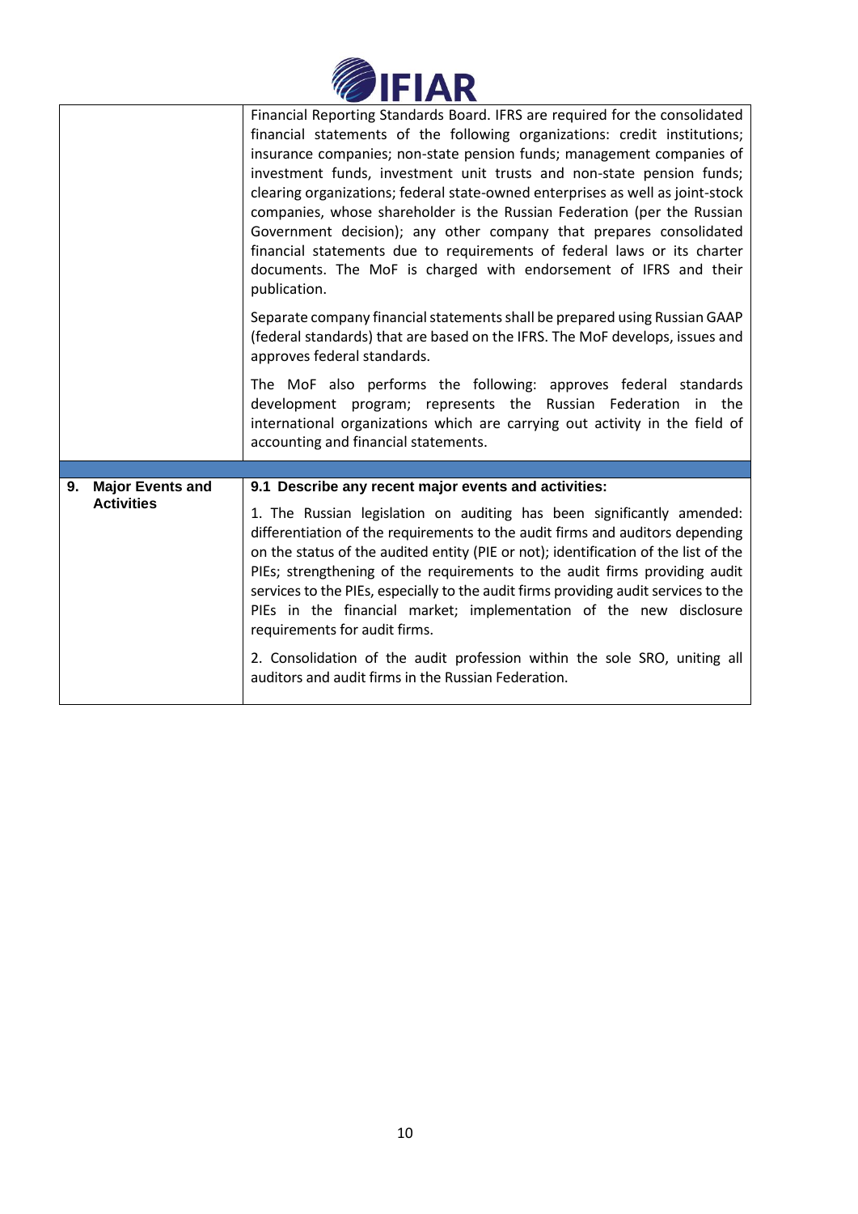| | |
|---|---|
| | Financial Reporting Standards Board. IFRS are required for the consolidated financial statements of the following organizations: credit institutions; insurance companies; non-state pension funds; management companies of investment funds, investment unit trusts and non-state pension funds; clearing organizations; federal state-owned enterprises as well as joint-stock companies, whose shareholder is the Russian Federation (per the Russian Government decision); any other company that prepares consolidated financial statements due to requirements of federal laws or its charter documents. The MoF is charged with endorsement of IFRS and their publication.<br><br>Separate company financial statements shall be prepared using Russian GAAP (federal standards) that are based on the IFRS. The MoF develops, issues and approves federal standards.<br><br>The MoF also performs the following: approves federal standards development program; represents the Russian Federation in the international organizations which are carrying out activity in the field of accounting and financial statements. |
| | |
| **9. Major Events and Activities** | **9.1 Describe any recent major events and activities:**<br><br>1. The Russian legislation on auditing has been significantly amended: differentiation of the requirements to the audit firms and auditors depending on the status of the audited entity (PIE or not); identification of the list of the PIEs; strengthening of the requirements to the audit firms providing audit services to the PIEs, especially to the audit firms providing audit services to the PIEs in the financial market; implementation of the new disclosure requirements for audit firms.<br><br>2. Consolidation of the audit profession within the sole SRO, uniting all auditors and audit firms in the Russian Federation. |